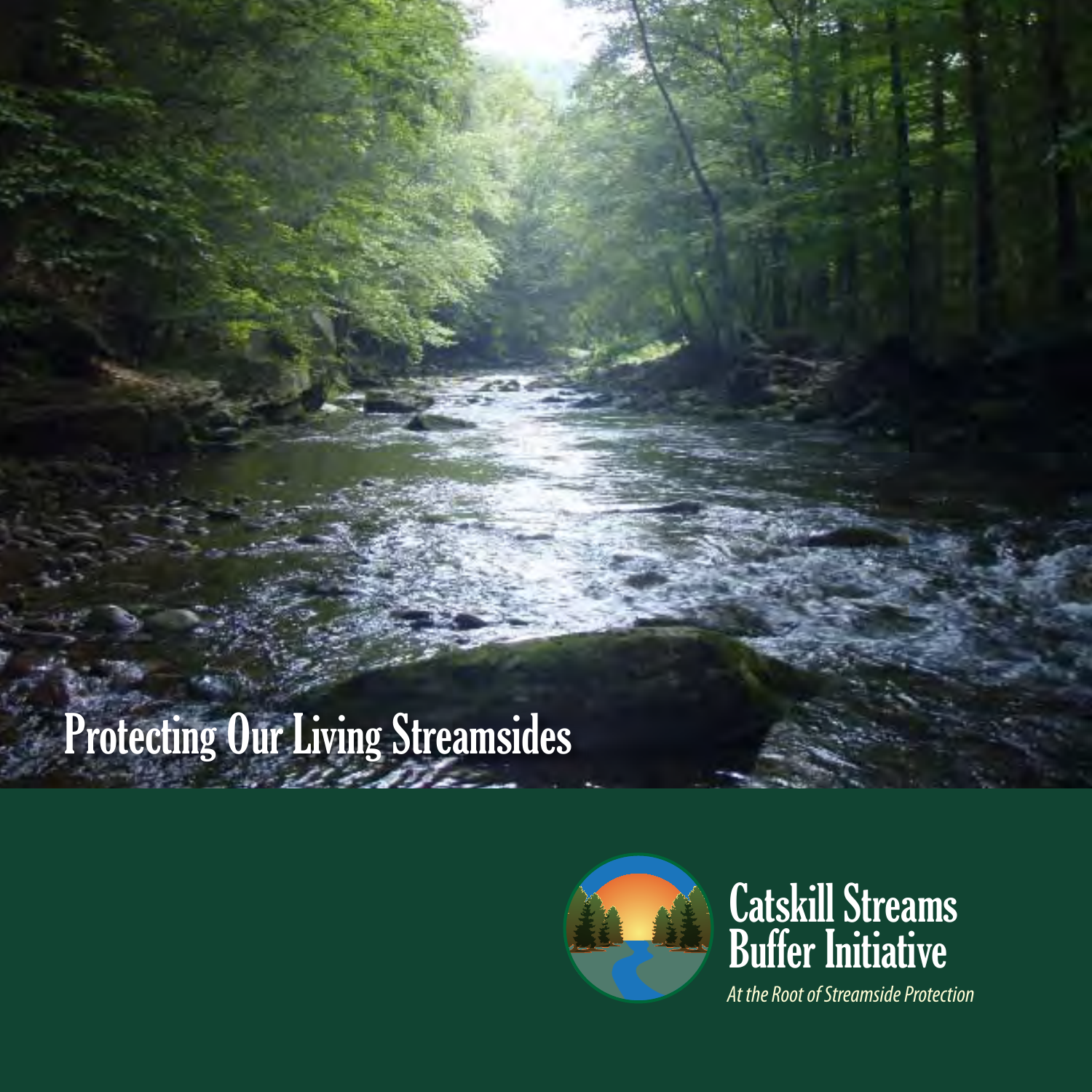# Protecting Our Living Streamsides

## Catskill Streams Buffer Initiative

*At the Root of Streamside Protection*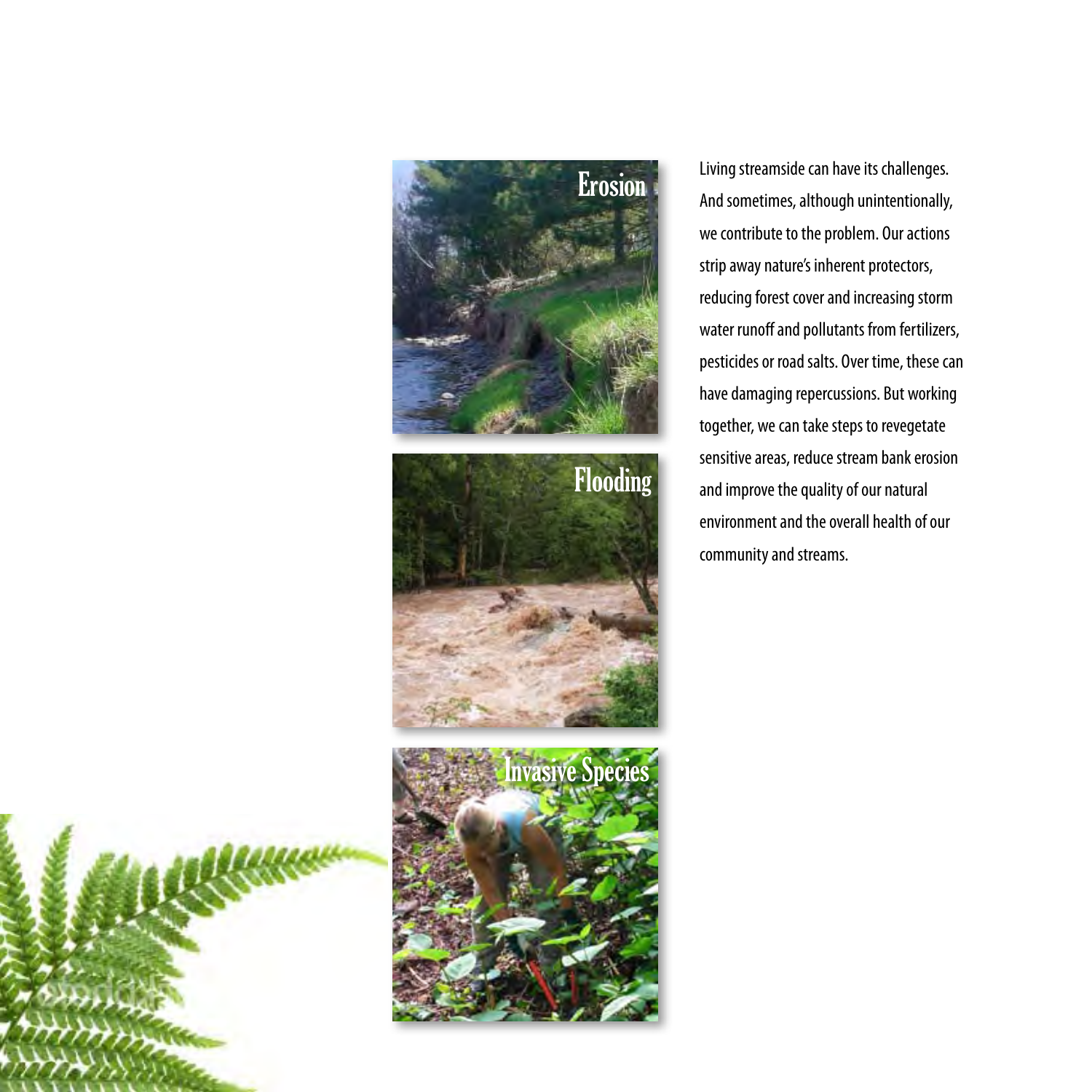Living streamside can have its challenges. And sometimes, although unintentionally, we contribute to the problem. Our actions strip away nature's inherent protectors, reducing forest cover and increasing storm water runoff and pollutants from fertilizers, pesticides or road salts. Over time, these can have damaging repercussions. But working together, we can take steps to revegetate sensitive areas, reduce stream bank erosion and improve the quality of our natural environment and the overall health of our community and streams.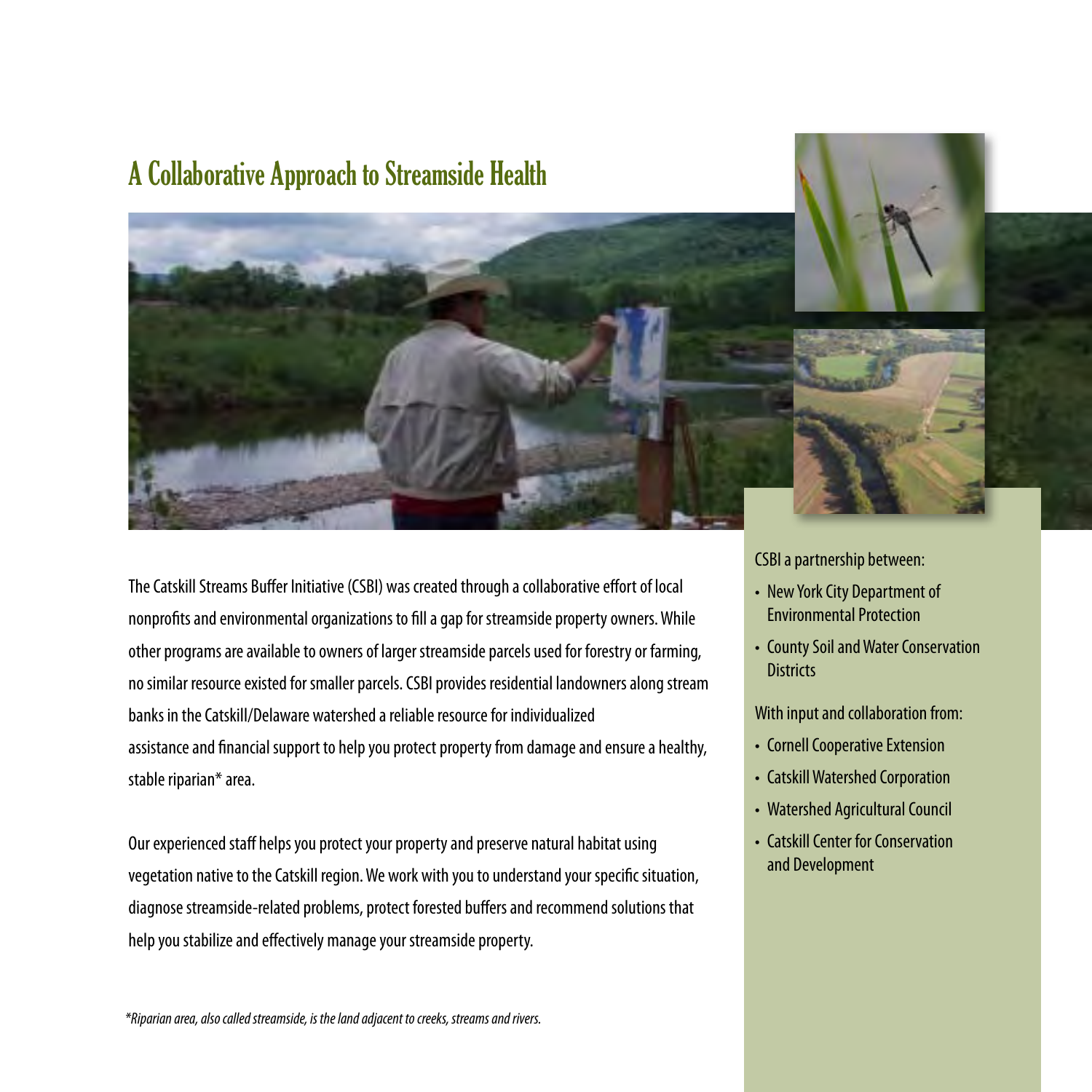# A Collaborative Approach to Streamside Health

The Catskill Streams Buffer Initiative (CSBI) was created through a collaborative effort of local nonprofits and environmental organizations to fill a gap for streamside property owners. While other programs are available to owners of larger streamside parcels used for forestry or farming, no similar resource existed for smaller parcels. CSBI provides residential landowners along stream banks in the Catskill/Delaware watershed a reliable resource for individualized assistance and financial support to help you protect property from damage and ensure a healthy, stable riparian* area.

Our experienced staff helps you protect your property and preserve natural habitat using vegetation native to the Catskill region. We work with you to understand your specific situation, diagnose streamside-related problems, protect forested buffers and recommend solutions that help you stabilize and effectively manage your streamside property.

*\*Riparian area, also called streamside, is the land adjacent to creeks, streams and rivers.*

CSBI a partnership between:

- New York City Department of Environmental Protection
- County Soil and Water Conservation Districts

With input and collaboration from:

- Cornell Cooperative Extension
- Catskill Watershed Corporation
- Watershed Agricultural Council
- Catskill Center for Conservation and Development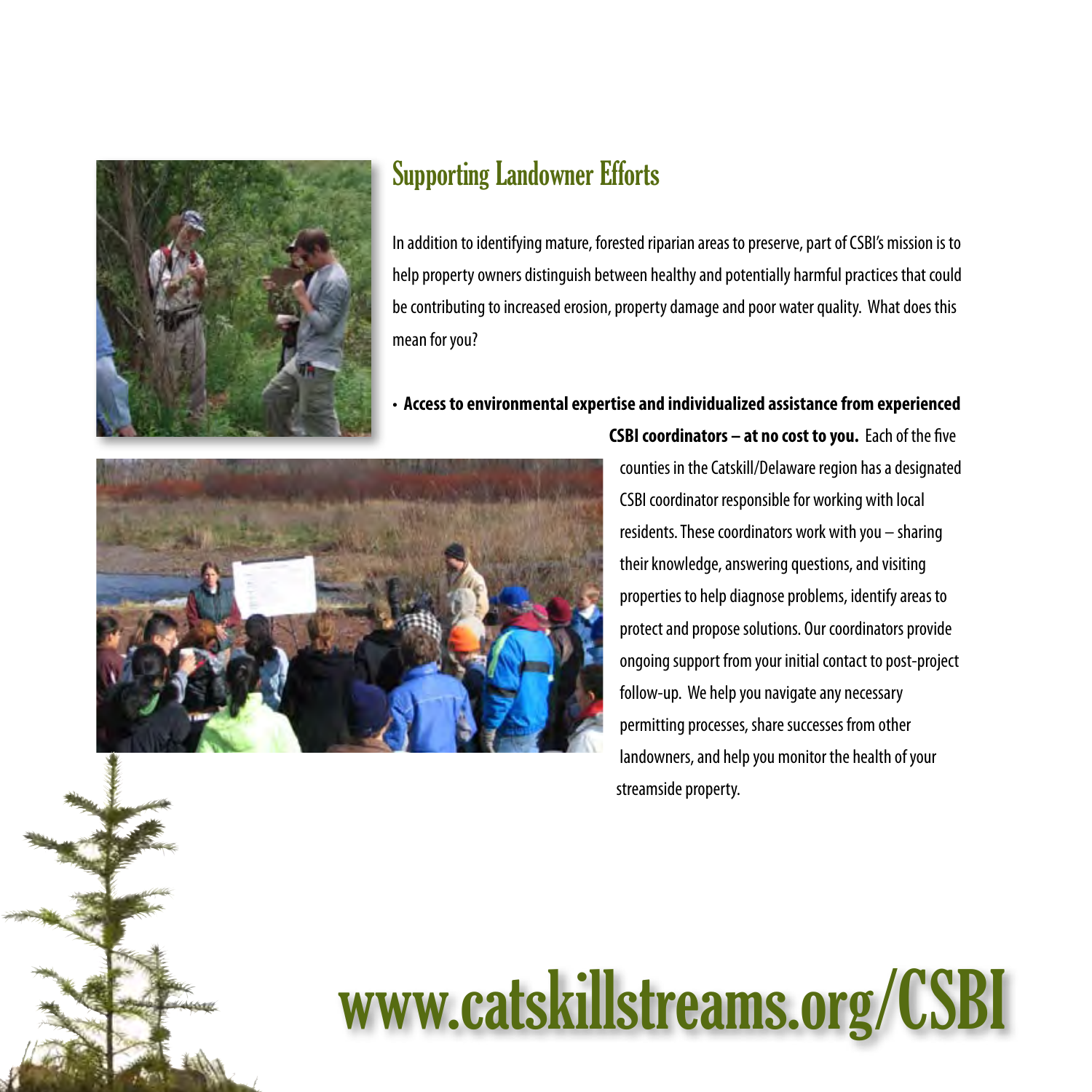## Supporting Landowner Efforts

In addition to identifying mature, forested riparian areas to preserve, part of CSBI's mission is to help property owners distinguish between healthy and potentially harmful practices that could be contributing to increased erosion, property damage and poor water quality. What does this mean for you?

- **Access to environmental expertise and individualized assistance from experienced CSBI coordinators – at no cost to you.** Each of the five counties in the Catskill/Delaware region has a designated CSBI coordinator responsible for working with local residents. These coordinators work with you – sharing their knowledge, answering questions, and visiting properties to help diagnose problems, identify areas to protect and propose solutions. Our coordinators provide ongoing support from your initial contact to post-project follow-up. We help you navigate any necessary permitting processes, share successes from other landowners, and help you monitor the health of your streamside property.

**www.catskillstreams.org/CSBI**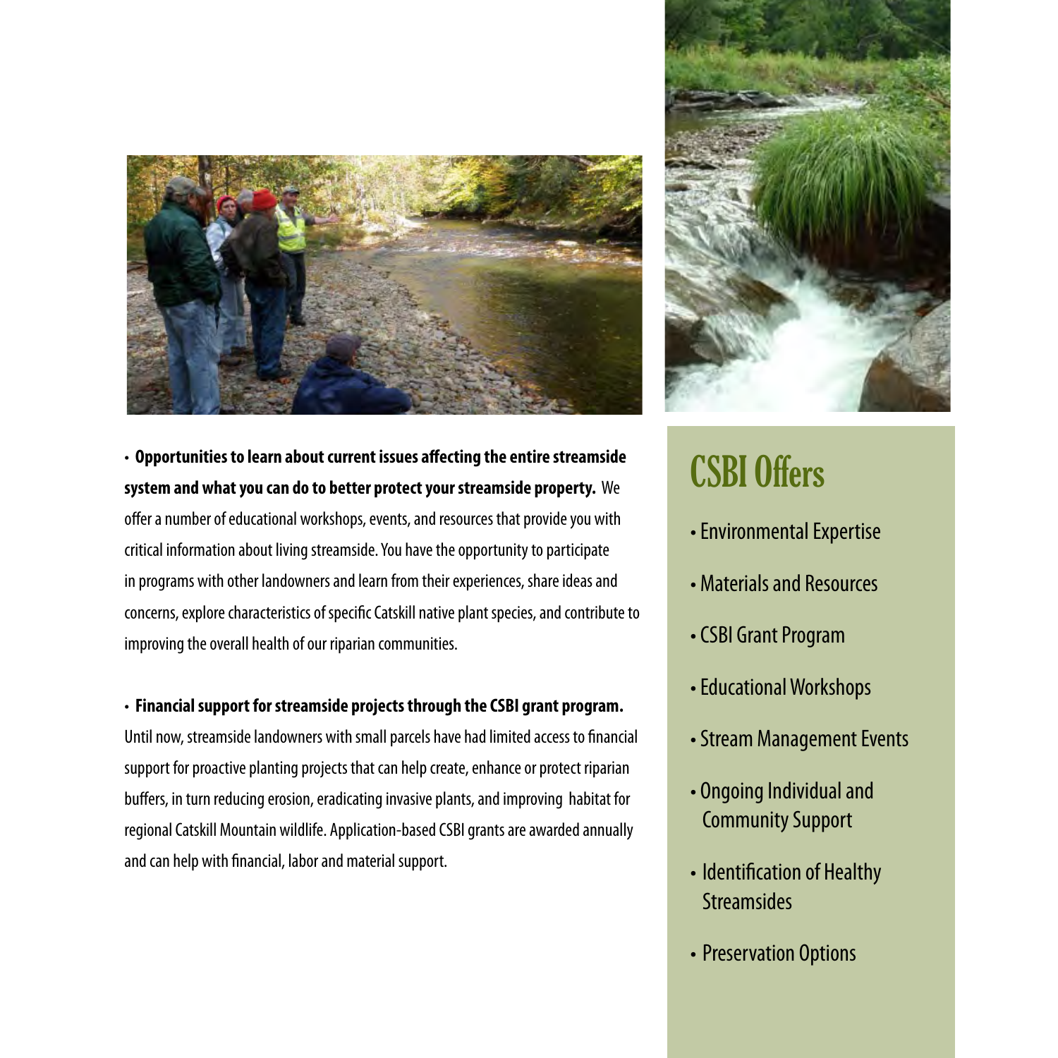• **Opportunities to learn about current issues affecting the entire streamside system and what you can do to better protect your streamside property.** We offer a number of educational workshops, events, and resources that provide you with critical information about living streamside. You have the opportunity to participate in programs with other landowners and learn from their experiences, share ideas and concerns, explore characteristics of specific Catskill native plant species, and contribute to improving the overall health of our riparian communities.

• **Financial support for streamside projects through the CSBI grant program.** Until now, streamside landowners with small parcels have had limited access to financial support for proactive planting projects that can help create, enhance or protect riparian buffers, in turn reducing erosion, eradicating invasive plants, and improving habitat for regional Catskill Mountain wildlife. Application-based CSBI grants are awarded annually and can help with financial, labor and material support.

## CSBI Offers

- Environmental Expertise
- Materials and Resources
- CSBI Grant Program
- Educational Workshops
- Stream Management Events
- Ongoing Individual and Community Support
- Identification of Healthy Streamsides
- Preservation Options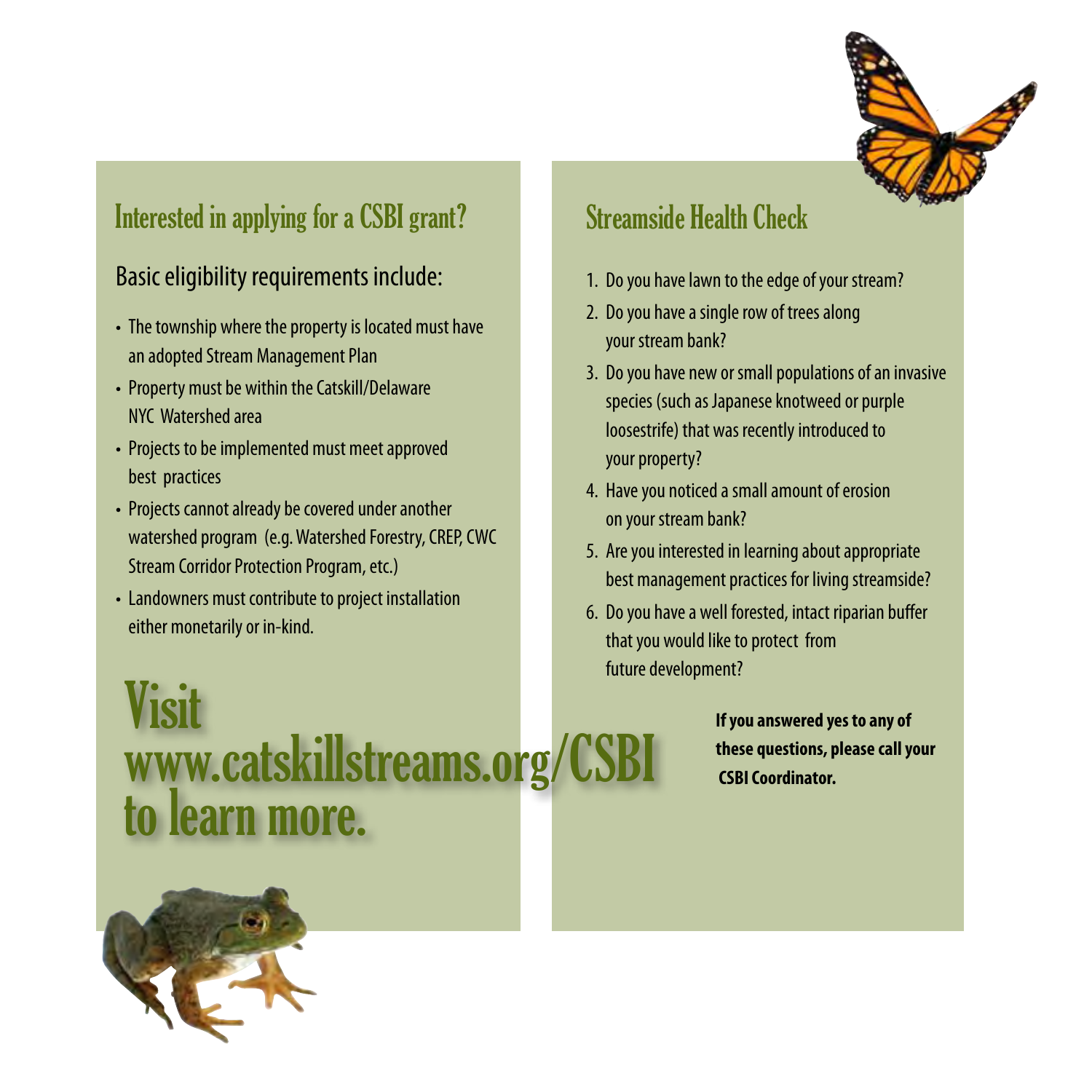## Interested in applying for a CSBI grant?

### Basic eligibility requirements include:

- The township where the property is located must have an adopted Stream Management Plan
- Property must be within the Catskill/Delaware NYC Watershed area
- Projects to be implemented must meet approved best practices
- Projects cannot already be covered under another watershed program (e.g. Watershed Forestry, CREP, CWC Stream Corridor Protection Program, etc.)
- Landowners must contribute to project installation either monetarily or in-kind.

# Visit www.catskillstreams.org/CSBI to learn more.

## Streamside Health Check

1. Do you have lawn to the edge of your stream?
2. Do you have a single row of trees along your stream bank?
3. Do you have new or small populations of an invasive species (such as Japanese knotweed or purple loosestrife) that was recently introduced to your property?
4. Have you noticed a small amount of erosion on your stream bank?
5. Are you interested in learning about appropriate best management practices for living streamside?
6. Do you have a well forested, intact riparian buffer that you would like to protect from future development?

**If you answered yes to any of these questions, please call your CSBI Coordinator.**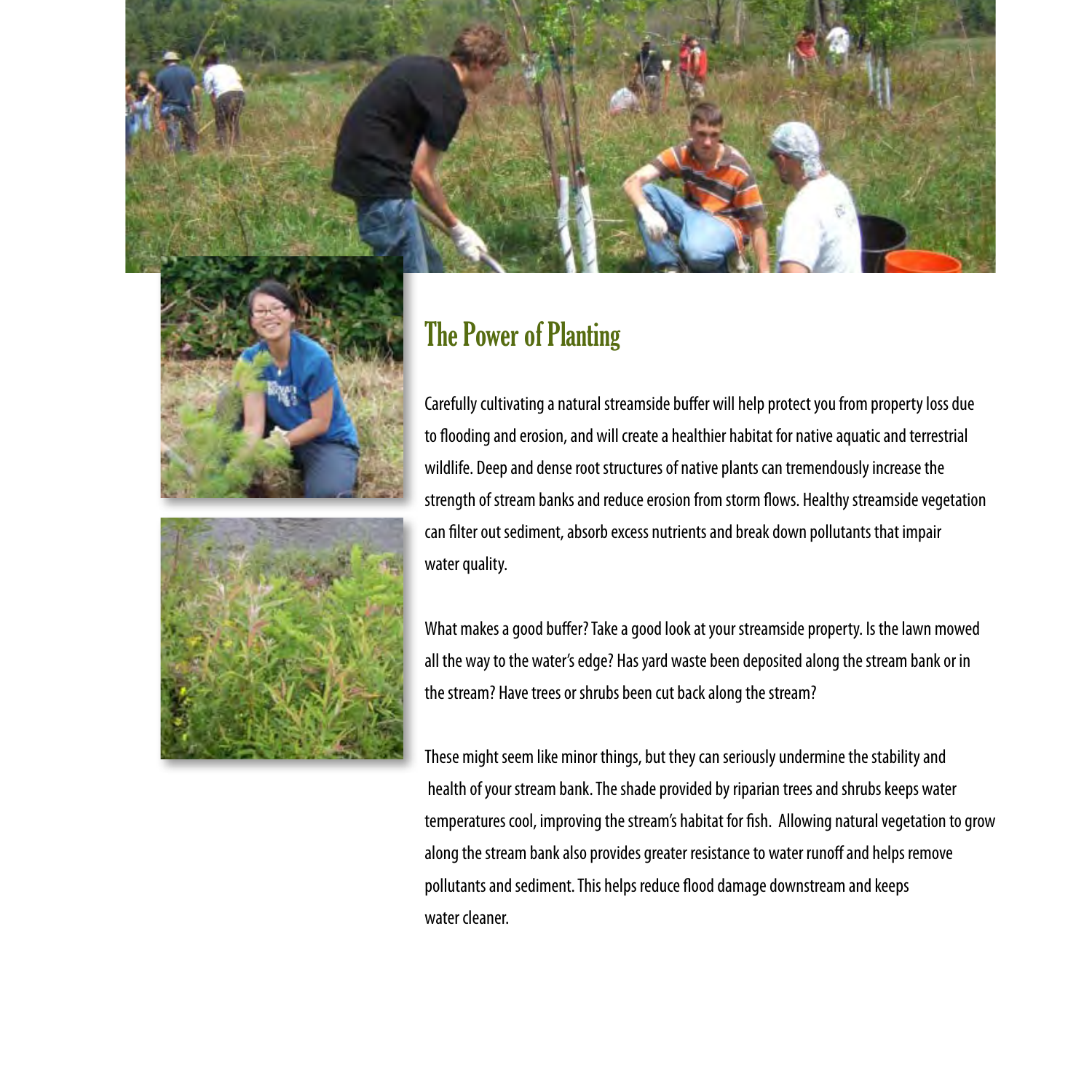# The Power of Planting

Carefully cultivating a natural streamside buffer will help protect you from property loss due to flooding and erosion, and will create a healthier habitat for native aquatic and terrestrial wildlife. Deep and dense root structures of native plants can tremendously increase the strength of stream banks and reduce erosion from storm flows. Healthy streamside vegetation can filter out sediment, absorb excess nutrients and break down pollutants that impair water quality.

What makes a good buffer? Take a good look at your streamside property. Is the lawn mowed all the way to the water's edge? Has yard waste been deposited along the stream bank or in the stream? Have trees or shrubs been cut back along the stream?

These might seem like minor things, but they can seriously undermine the stability and health of your stream bank. The shade provided by riparian trees and shrubs keeps water temperatures cool, improving the stream's habitat for fish. Allowing natural vegetation to grow along the stream bank also provides greater resistance to water runoff and helps remove pollutants and sediment. This helps reduce flood damage downstream and keeps water cleaner.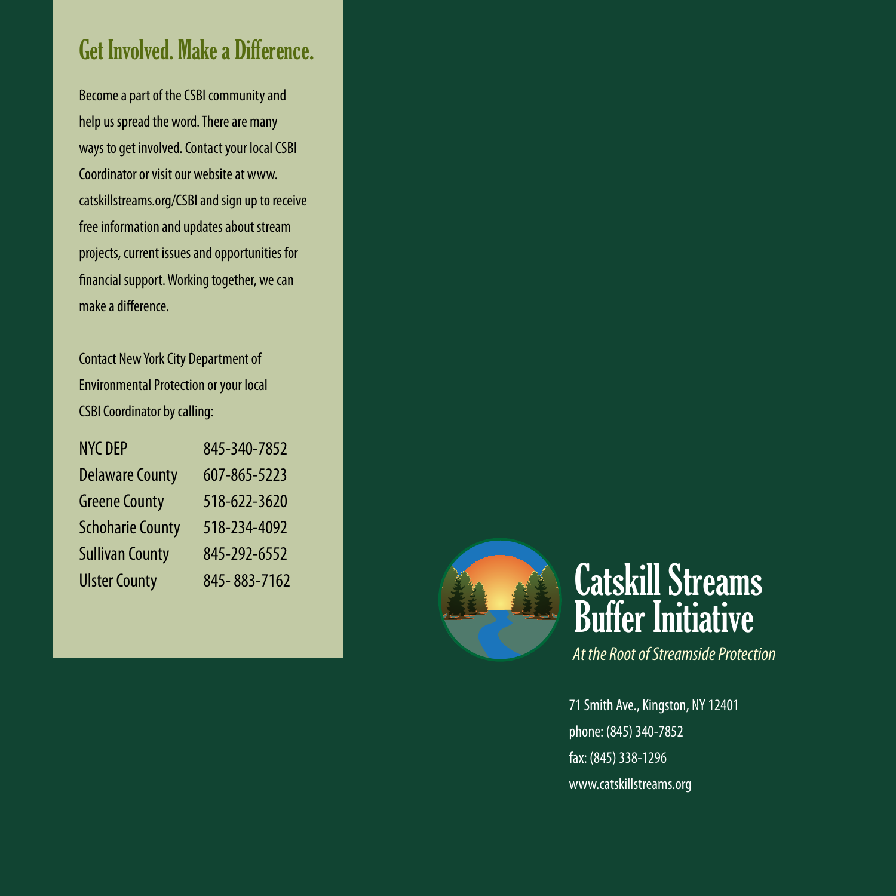## Get Involved. Make a Difference.

Become a part of the CSBI community and help us spread the word. There are many ways to get involved. Contact your local CSBI Coordinator or visit our website at www.catskillstreams.org/CSBI and sign up to receive free information and updates about stream projects, current issues and opportunities for financial support. Working together, we can make a difference.

Contact New York City Department of Environmental Protection or your local CSBI Coordinator by calling:

| | |
|---|---|
| NYC DEP | 845-340-7852 |
| Delaware County | 607-865-5223 |
| Greene County | 518-622-3620 |
| Schoharie County | 518-234-4092 |
| Sullivan County | 845-292-6552 |
| Ulster County | 845- 883-7162 |

# Catskill Streams Buffer Initiative

*At the Root of Streamside Protection*

71 Smith Ave., Kingston, NY 12401
phone: (845) 340-7852
fax: (845) 338-1296
www.catskillstreams.org